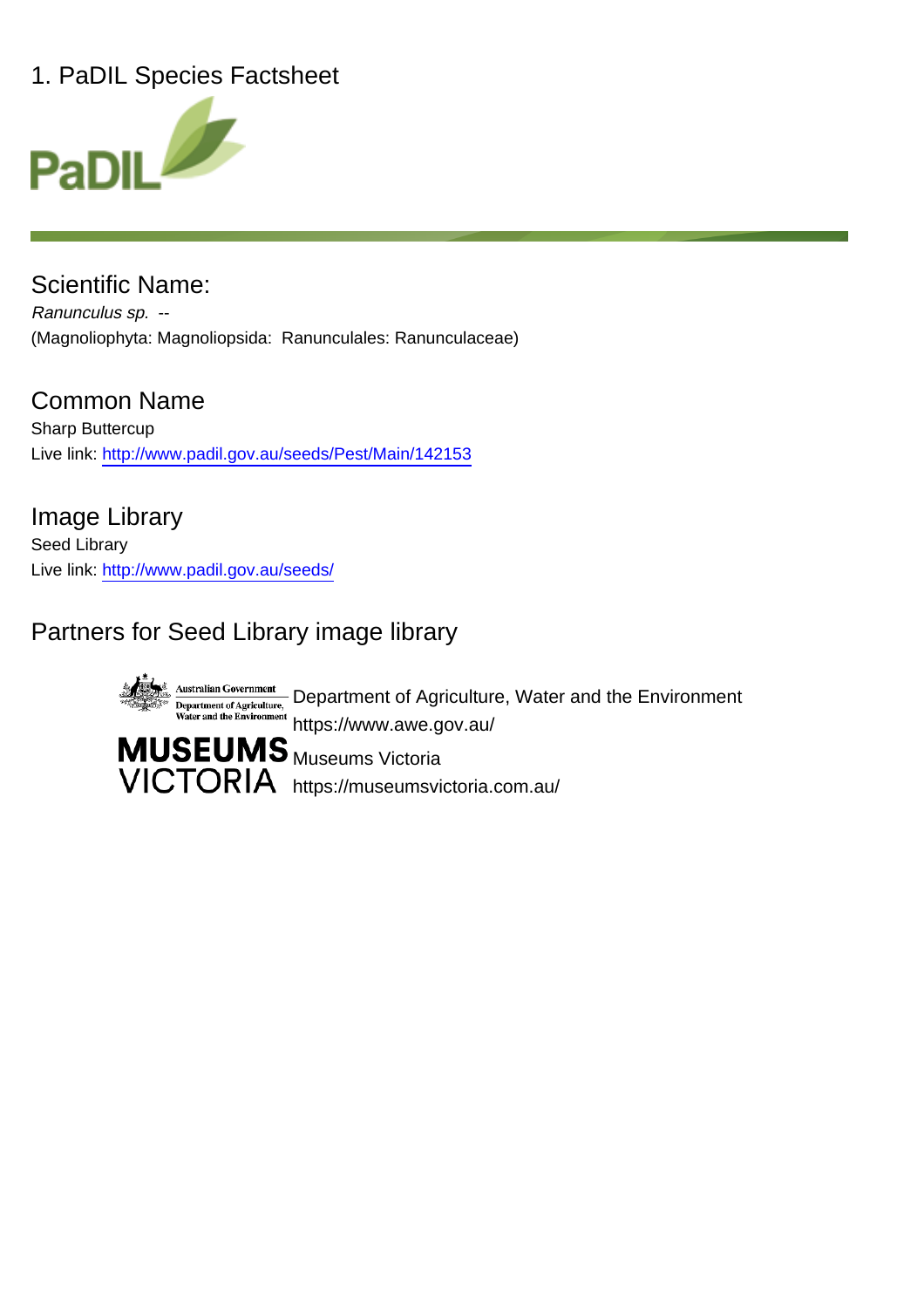# 1. PaDIL Species Factsheet

PaDIL

## Scientific Name:

*Ranunculus sp.* --

(Magnoliophyta: Magnoliopsida: Ranunculales: Ranunculaceae)

## Common Name

Sharp Buttercup

Live link: http://www.padil.gov.au/seeds/Pest/Main/142153

## Image Library

Seed Library

Live link: http://www.padil.gov.au/seeds/

## Partners for Seed Library image library

Australian Government Department of Agriculture, Water and the Environment

Department of Agriculture, Water and the Environment
https://www.awe.gov.au/

MUSEUMS VICTORIA

Museums Victoria
https://museumsvictoria.com.au/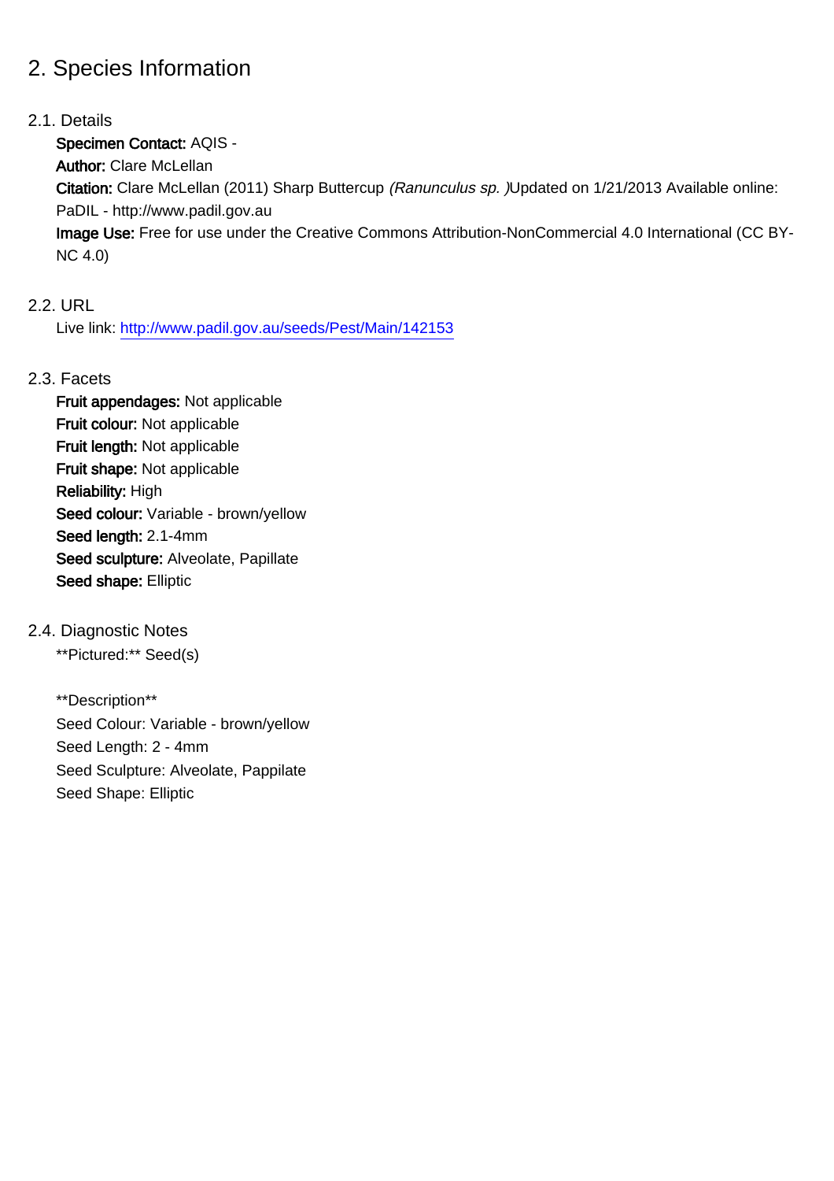# 2. Species Information

## 2.1. Details

**Specimen Contact:** AQIS -
**Author:** Clare McLellan
**Citation:** Clare McLellan (2011) Sharp Buttercup *(Ranunculus sp. )*Updated on 1/21/2013 Available online: PaDIL - http://www.padil.gov.au
**Image Use:** Free for use under the Creative Commons Attribution-NonCommercial 4.0 International (CC BY-NC 4.0)

## 2.2. URL

Live link: http://www.padil.gov.au/seeds/Pest/Main/142153

## 2.3. Facets

**Fruit appendages:** Not applicable
**Fruit colour:** Not applicable
**Fruit length:** Not applicable
**Fruit shape:** Not applicable
**Reliability:** High
**Seed colour:** Variable - brown/yellow
**Seed length:** 2.1-4mm
**Seed sculpture:** Alveolate, Papillate
**Seed shape:** Elliptic

## 2.4. Diagnostic Notes

**Pictured:** Seed(s)

**Description**
Seed Colour: Variable - brown/yellow
Seed Length: 2 - 4mm
Seed Sculpture: Alveolate, Pappilate
Seed Shape: Elliptic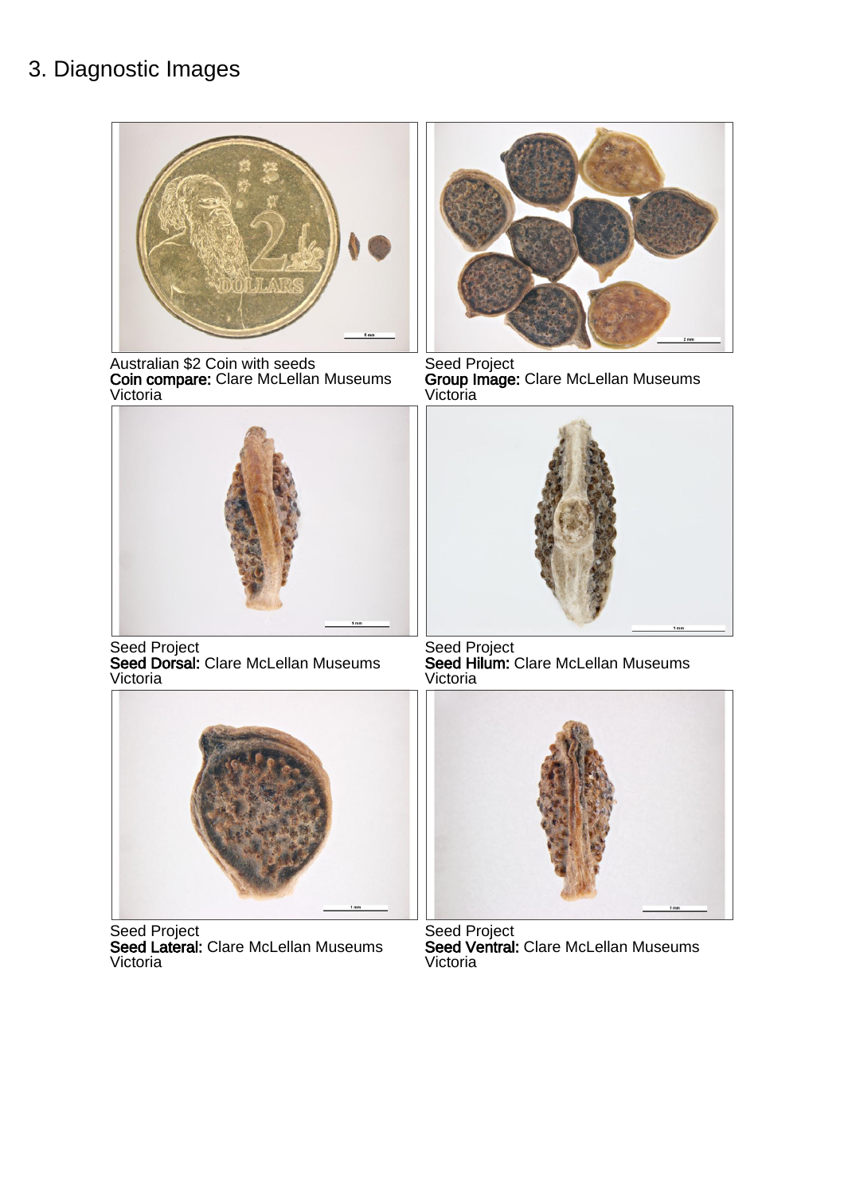# 3. Diagnostic Images

Australian $2 Coin with seeds
**Coin compare:** Clare McLellan Museums Victoria

Seed Project
**Group Image:** Clare McLellan Museums Victoria

Seed Project
**Seed Dorsal:** Clare McLellan Museums Victoria

Seed Project
**Seed Hilum:** Clare McLellan Museums Victoria

Seed Project
**Seed Lateral:** Clare McLellan Museums Victoria

Seed Project
**Seed Ventral:** Clare McLellan Museums Victoria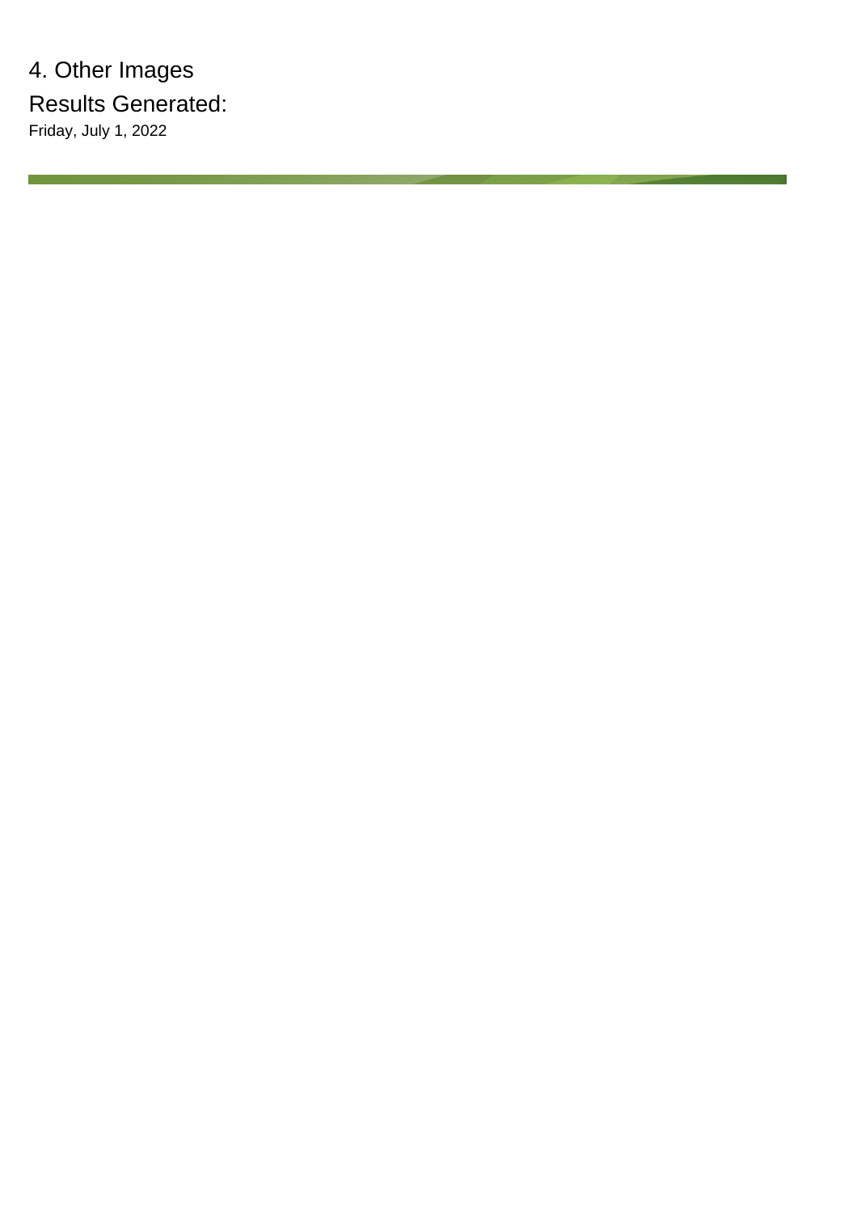# 4. Other Images

## Results Generated:

Friday, July 1, 2022